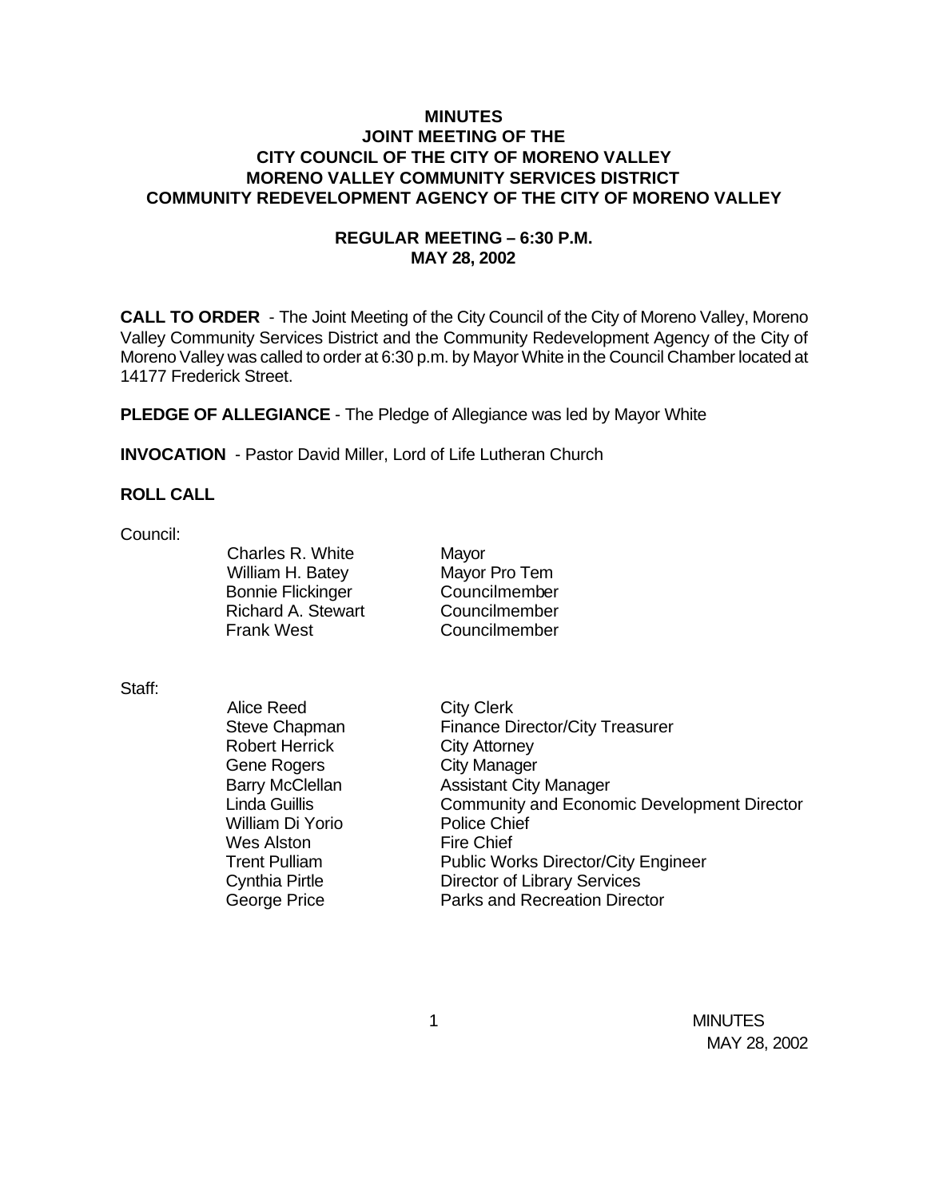# MINUTES
## JOINT MEETING OF THE
## CITY COUNCIL OF THE CITY OF MORENO VALLEY
## MORENO VALLEY COMMUNITY SERVICES DISTRICT
## COMMUNITY REDEVELOPMENT AGENCY OF THE CITY OF MORENO VALLEY

### REGULAR MEETING – 6:30 P.M.
### MAY 28, 2002

**CALL TO ORDER** - The Joint Meeting of the City Council of the City of Moreno Valley, Moreno Valley Community Services District and the Community Redevelopment Agency of the City of Moreno Valley was called to order at 6:30 p.m. by Mayor White in the Council Chamber located at 14177 Frederick Street.

**PLEDGE OF ALLEGIANCE** - The Pledge of Allegiance was led by Mayor White

**INVOCATION** - Pastor David Miller, Lord of Life Lutheran Church

**ROLL CALL**

Council:

| | |
|---|---|
| Charles R. White | Mayor |
| William H. Batey | Mayor Pro Tem |
| Bonnie Flickinger | Councilmember |
| Richard A. Stewart | Councilmember |
| Frank West | Councilmember |

Staff:

| | |
|---|---|
| Alice Reed | City Clerk |
| Steve Chapman | Finance Director/City Treasurer |
| Robert Herrick | City Attorney |
| Gene Rogers | City Manager |
| Barry McClellan | Assistant City Manager |
| Linda Guillis | Community and Economic Development Director |
| William Di Yorio | Police Chief |
| Wes Alston | Fire Chief |
| Trent Pulliam | Public Works Director/City Engineer |
| Cynthia Pirtle | Director of Library Services |
| George Price | Parks and Recreation Director |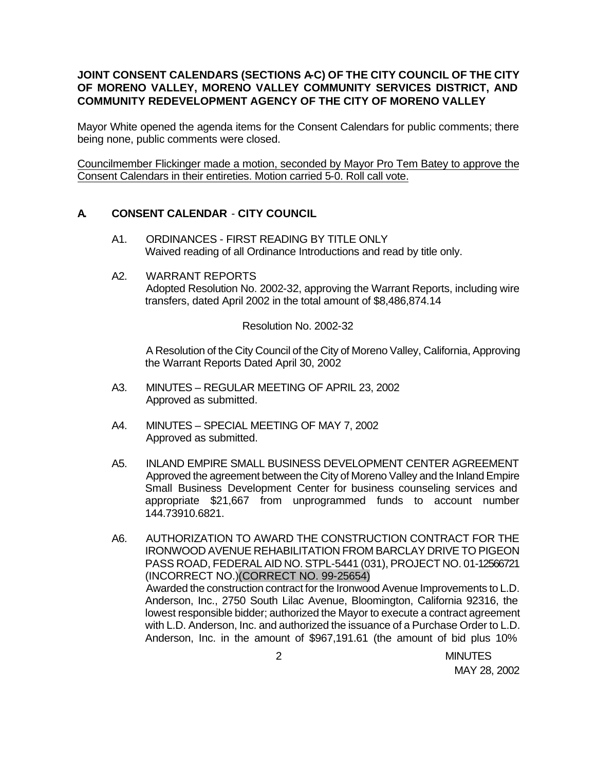**JOINT CONSENT CALENDARS (SECTIONS A-C) OF THE CITY COUNCIL OF THE CITY OF MORENO VALLEY, MORENO VALLEY COMMUNITY SERVICES DISTRICT, AND COMMUNITY REDEVELOPMENT AGENCY OF THE CITY OF MORENO VALLEY**

Mayor White opened the agenda items for the Consent Calendars for public comments; there being none, public comments were closed.

Councilmember Flickinger made a motion, seconded by Mayor Pro Tem Batey to approve the Consent Calendars in their entireties. Motion carried 5-0. Roll call vote.

## A. CONSENT CALENDAR - CITY COUNCIL

A1. ORDINANCES - FIRST READING BY TITLE ONLY
Waived reading of all Ordinance Introductions and read by title only.

A2. WARRANT REPORTS
Adopted Resolution No. 2002-32, approving the Warrant Reports, including wire transfers, dated April 2002 in the total amount of $8,486,874.14

Resolution No. 2002-32

A Resolution of the City Council of the City of Moreno Valley, California, Approving the Warrant Reports Dated April 30, 2002

A3. MINUTES – REGULAR MEETING OF APRIL 23, 2002
Approved as submitted.

A4. MINUTES – SPECIAL MEETING OF MAY 7, 2002
Approved as submitted.

A5. INLAND EMPIRE SMALL BUSINESS DEVELOPMENT CENTER AGREEMENT
Approved the agreement between the City of Moreno Valley and the Inland Empire Small Business Development Center for business counseling services and appropriate $21,667 from unprogrammed funds to account number 144.73910.6821.

A6. AUTHORIZATION TO AWARD THE CONSTRUCTION CONTRACT FOR THE IRONWOOD AVENUE REHABILITATION FROM BARCLAY DRIVE TO PIGEON PASS ROAD, FEDERAL AID NO. STPL-5441 (031), PROJECT NO. 01-12566721 (INCORRECT NO.)(CORRECT NO. 99-25654)
Awarded the construction contract for the Ironwood Avenue Improvements to L.D. Anderson, Inc., 2750 South Lilac Avenue, Bloomington, California 92316, the lowest responsible bidder; authorized the Mayor to execute a contract agreement with L.D. Anderson, Inc. and authorized the issuance of a Purchase Order to L.D. Anderson, Inc. in the amount of $967,191.61 (the amount of bid plus 10%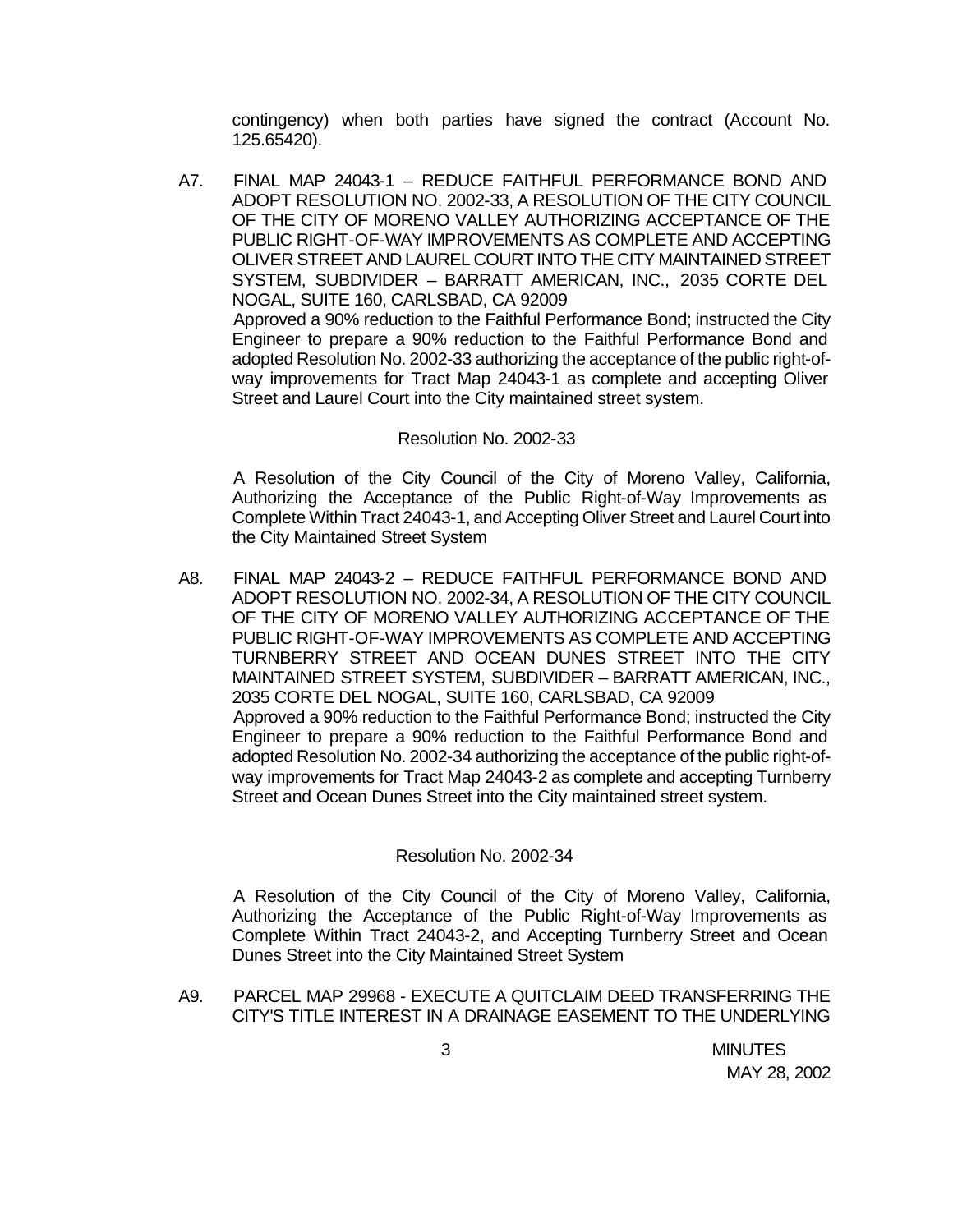contingency) when both parties have signed the contract (Account No. 125.65420).

A7. FINAL MAP 24043-1 – REDUCE FAITHFUL PERFORMANCE BOND AND ADOPT RESOLUTION NO. 2002-33, A RESOLUTION OF THE CITY COUNCIL OF THE CITY OF MORENO VALLEY AUTHORIZING ACCEPTANCE OF THE PUBLIC RIGHT-OF-WAY IMPROVEMENTS AS COMPLETE AND ACCEPTING OLIVER STREET AND LAUREL COURT INTO THE CITY MAINTAINED STREET SYSTEM, SUBDIVIDER – BARRATT AMERICAN, INC., 2035 CORTE DEL NOGAL, SUITE 160, CARLSBAD, CA 92009

Approved a 90% reduction to the Faithful Performance Bond; instructed the City Engineer to prepare a 90% reduction to the Faithful Performance Bond and adopted Resolution No. 2002-33 authorizing the acceptance of the public right-of-way improvements for Tract Map 24043-1 as complete and accepting Oliver Street and Laurel Court into the City maintained street system.

Resolution No. 2002-33

A Resolution of the City Council of the City of Moreno Valley, California, Authorizing the Acceptance of the Public Right-of-Way Improvements as Complete Within Tract 24043-1, and Accepting Oliver Street and Laurel Court into the City Maintained Street System

A8. FINAL MAP 24043-2 – REDUCE FAITHFUL PERFORMANCE BOND AND ADOPT RESOLUTION NO. 2002-34, A RESOLUTION OF THE CITY COUNCIL OF THE CITY OF MORENO VALLEY AUTHORIZING ACCEPTANCE OF THE PUBLIC RIGHT-OF-WAY IMPROVEMENTS AS COMPLETE AND ACCEPTING TURNBERRY STREET AND OCEAN DUNES STREET INTO THE CITY MAINTAINED STREET SYSTEM, SUBDIVIDER – BARRATT AMERICAN, INC., 2035 CORTE DEL NOGAL, SUITE 160, CARLSBAD, CA 92009

Approved a 90% reduction to the Faithful Performance Bond; instructed the City Engineer to prepare a 90% reduction to the Faithful Performance Bond and adopted Resolution No. 2002-34 authorizing the acceptance of the public right-of-way improvements for Tract Map 24043-2 as complete and accepting Turnberry Street and Ocean Dunes Street into the City maintained street system.

Resolution No. 2002-34

A Resolution of the City Council of the City of Moreno Valley, California, Authorizing the Acceptance of the Public Right-of-Way Improvements as Complete Within Tract 24043-2, and Accepting Turnberry Street and Ocean Dunes Street into the City Maintained Street System

A9. PARCEL MAP 29968 - EXECUTE A QUITCLAIM DEED TRANSFERRING THE CITY'S TITLE INTEREST IN A DRAINAGE EASEMENT TO THE UNDERLYING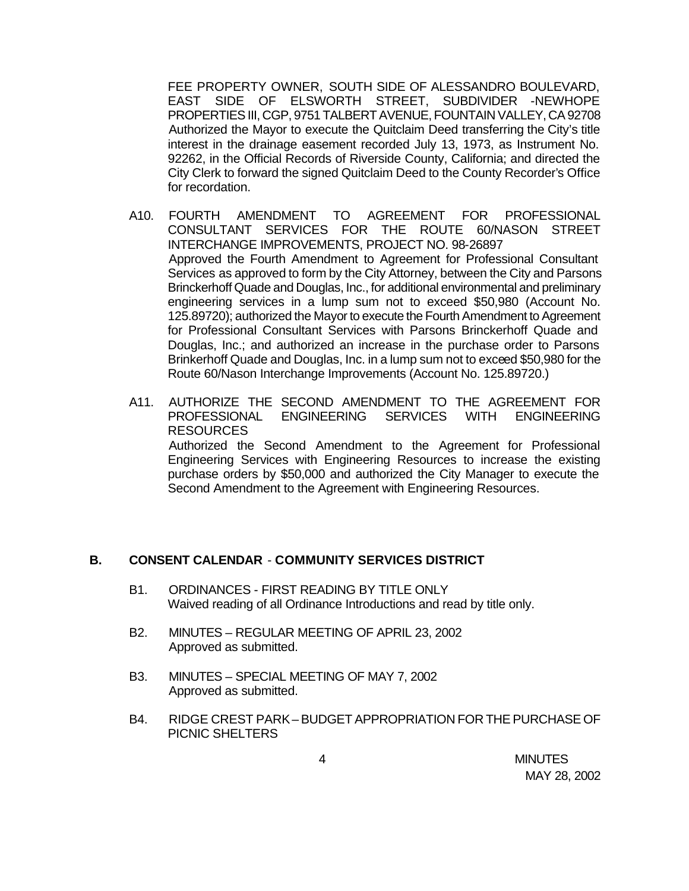FEE PROPERTY OWNER, SOUTH SIDE OF ALESSANDRO BOULEVARD, EAST SIDE OF ELSWORTH STREET, SUBDIVIDER -NEWHOPE PROPERTIES III, CGP, 9751 TALBERT AVENUE, FOUNTAIN VALLEY, CA 92708

Authorized the Mayor to execute the Quitclaim Deed transferring the City's title interest in the drainage easement recorded July 13, 1973, as Instrument No. 92262, in the Official Records of Riverside County, California; and directed the City Clerk to forward the signed Quitclaim Deed to the County Recorder's Office for recordation.

A10. FOURTH AMENDMENT TO AGREEMENT FOR PROFESSIONAL CONSULTANT SERVICES FOR THE ROUTE 60/NASON STREET INTERCHANGE IMPROVEMENTS, PROJECT NO. 98-26897

Approved the Fourth Amendment to Agreement for Professional Consultant Services as approved to form by the City Attorney, between the City and Parsons Brinckerhoff Quade and Douglas, Inc., for additional environmental and preliminary engineering services in a lump sum not to exceed $50,980 (Account No. 125.89720); authorized the Mayor to execute the Fourth Amendment to Agreement for Professional Consultant Services with Parsons Brinckerhoff Quade and Douglas, Inc.; and authorized an increase in the purchase order to Parsons Brinkerhoff Quade and Douglas, Inc. in a lump sum not to exceed $50,980 for the Route 60/Nason Interchange Improvements (Account No. 125.89720.)

A11. AUTHORIZE THE SECOND AMENDMENT TO THE AGREEMENT FOR PROFESSIONAL ENGINEERING SERVICES WITH ENGINEERING RESOURCES

Authorized the Second Amendment to the Agreement for Professional Engineering Services with Engineering Resources to increase the existing purchase orders by $50,000 and authorized the City Manager to execute the Second Amendment to the Agreement with Engineering Resources.

## B. CONSENT CALENDAR - COMMUNITY SERVICES DISTRICT

B1. ORDINANCES - FIRST READING BY TITLE ONLY

Waived reading of all Ordinance Introductions and read by title only.

B2. MINUTES – REGULAR MEETING OF APRIL 23, 2002

Approved as submitted.

B3. MINUTES – SPECIAL MEETING OF MAY 7, 2002

Approved as submitted.

B4. RIDGE CREST PARK – BUDGET APPROPRIATION FOR THE PURCHASE OF PICNIC SHELTERS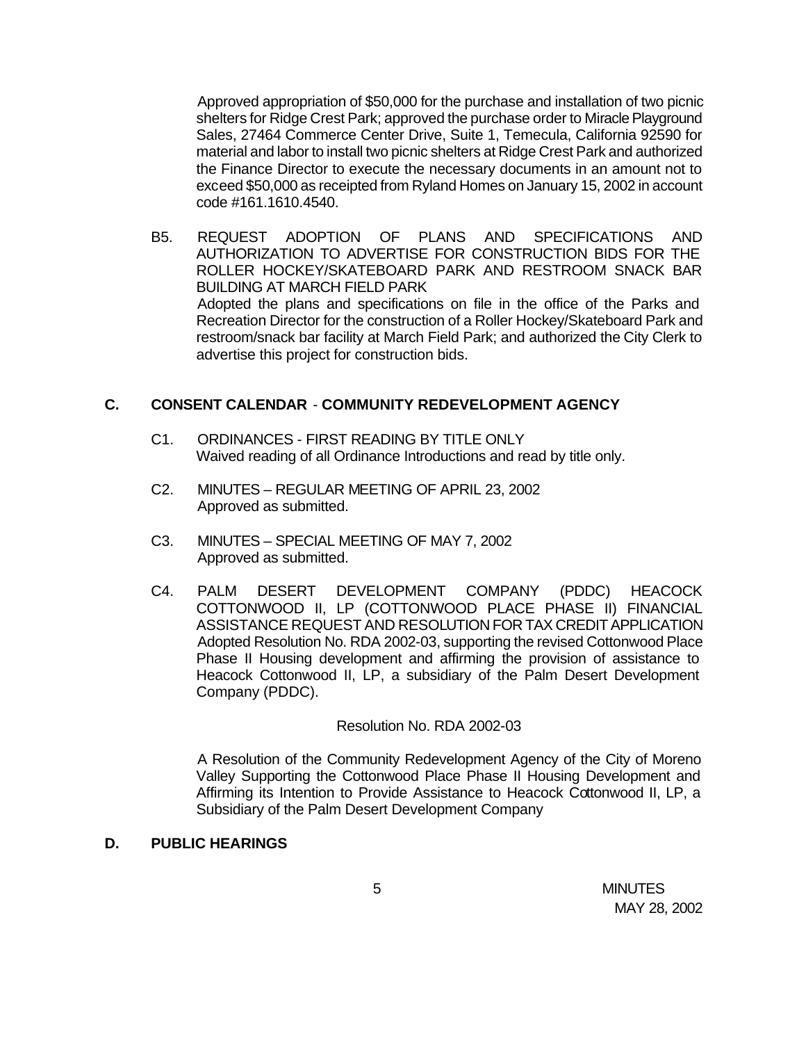Approved appropriation of $50,000 for the purchase and installation of two picnic shelters for Ridge Crest Park; approved the purchase order to Miracle Playground Sales, 27464 Commerce Center Drive, Suite 1, Temecula, California 92590 for material and labor to install two picnic shelters at Ridge Crest Park and authorized the Finance Director to execute the necessary documents in an amount not to exceed $50,000 as receipted from Ryland Homes on January 15, 2002 in account code #161.1610.4540.

B5. REQUEST ADOPTION OF PLANS AND SPECIFICATIONS AND AUTHORIZATION TO ADVERTISE FOR CONSTRUCTION BIDS FOR THE ROLLER HOCKEY/SKATEBOARD PARK AND RESTROOM SNACK BAR BUILDING AT MARCH FIELD PARK
Adopted the plans and specifications on file in the office of the Parks and Recreation Director for the construction of a Roller Hockey/Skateboard Park and restroom/snack bar facility at March Field Park; and authorized the City Clerk to advertise this project for construction bids.

## C. CONSENT CALENDAR - COMMUNITY REDEVELOPMENT AGENCY

C1. ORDINANCES - FIRST READING BY TITLE ONLY
Waived reading of all Ordinance Introductions and read by title only.

C2. MINUTES – REGULAR MEETING OF APRIL 23, 2002
Approved as submitted.

C3. MINUTES – SPECIAL MEETING OF MAY 7, 2002
Approved as submitted.

C4. PALM DESERT DEVELOPMENT COMPANY (PDDC) HEACOCK COTTONWOOD II, LP (COTTONWOOD PLACE PHASE II) FINANCIAL ASSISTANCE REQUEST AND RESOLUTION FOR TAX CREDIT APPLICATION
Adopted Resolution No. RDA 2002-03, supporting the revised Cottonwood Place Phase II Housing development and affirming the provision of assistance to Heacock Cottonwood II, LP, a subsidiary of the Palm Desert Development Company (PDDC).

Resolution No. RDA 2002-03

A Resolution of the Community Redevelopment Agency of the City of Moreno Valley Supporting the Cottonwood Place Phase II Housing Development and Affirming its Intention to Provide Assistance to Heacock Cottonwood II, LP, a Subsidiary of the Palm Desert Development Company

## D. PUBLIC HEARINGS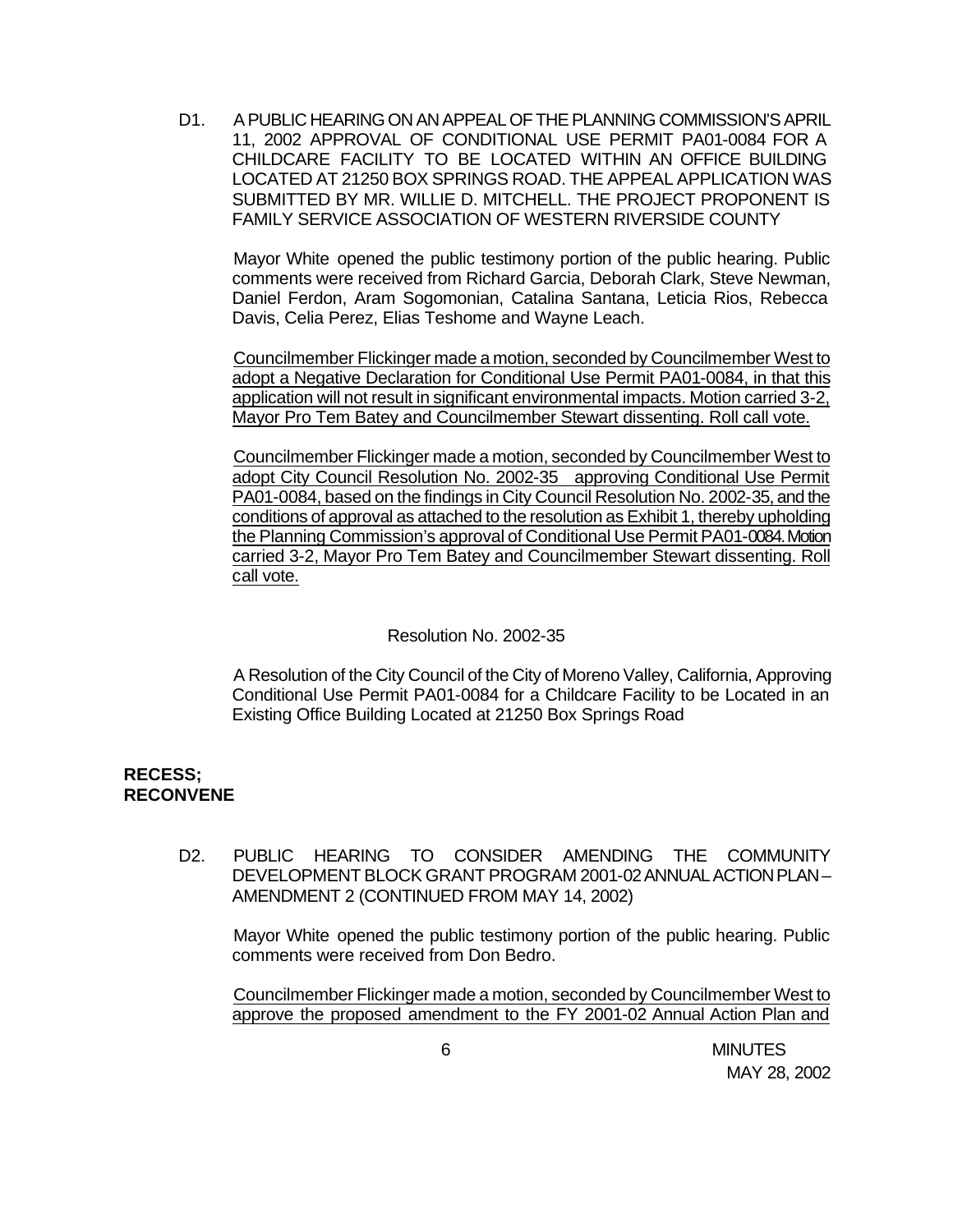D1. A PUBLIC HEARING ON AN APPEAL OF THE PLANNING COMMISSION'S APRIL 11, 2002 APPROVAL OF CONDITIONAL USE PERMIT PA01-0084 FOR A CHILDCARE FACILITY TO BE LOCATED WITHIN AN OFFICE BUILDING LOCATED AT 21250 BOX SPRINGS ROAD. THE APPEAL APPLICATION WAS SUBMITTED BY MR. WILLIE D. MITCHELL. THE PROJECT PROPONENT IS FAMILY SERVICE ASSOCIATION OF WESTERN RIVERSIDE COUNTY

Mayor White opened the public testimony portion of the public hearing. Public comments were received from Richard Garcia, Deborah Clark, Steve Newman, Daniel Ferdon, Aram Sogomonian, Catalina Santana, Leticia Rios, Rebecca Davis, Celia Perez, Elias Teshome and Wayne Leach.

Councilmember Flickinger made a motion, seconded by Councilmember West to adopt a Negative Declaration for Conditional Use Permit PA01-0084, in that this application will not result in significant environmental impacts. Motion carried 3-2, Mayor Pro Tem Batey and Councilmember Stewart dissenting. Roll call vote.

Councilmember Flickinger made a motion, seconded by Councilmember West to adopt City Council Resolution No. 2002-35 approving Conditional Use Permit PA01-0084, based on the findings in City Council Resolution No. 2002-35, and the conditions of approval as attached to the resolution as Exhibit 1, thereby upholding the Planning Commission's approval of Conditional Use Permit PA01-0084. Motion carried 3-2, Mayor Pro Tem Batey and Councilmember Stewart dissenting. Roll call vote.

Resolution No. 2002-35

A Resolution of the City Council of the City of Moreno Valley, California, Approving Conditional Use Permit PA01-0084 for a Childcare Facility to be Located in an Existing Office Building Located at 21250 Box Springs Road

**RECESS; RECONVENE**

D2. PUBLIC HEARING TO CONSIDER AMENDING THE COMMUNITY DEVELOPMENT BLOCK GRANT PROGRAM 2001-02 ANNUAL ACTION PLAN – AMENDMENT 2 (CONTINUED FROM MAY 14, 2002)

Mayor White opened the public testimony portion of the public hearing. Public comments were received from Don Bedro.

Councilmember Flickinger made a motion, seconded by Councilmember West to approve the proposed amendment to the FY 2001-02 Annual Action Plan and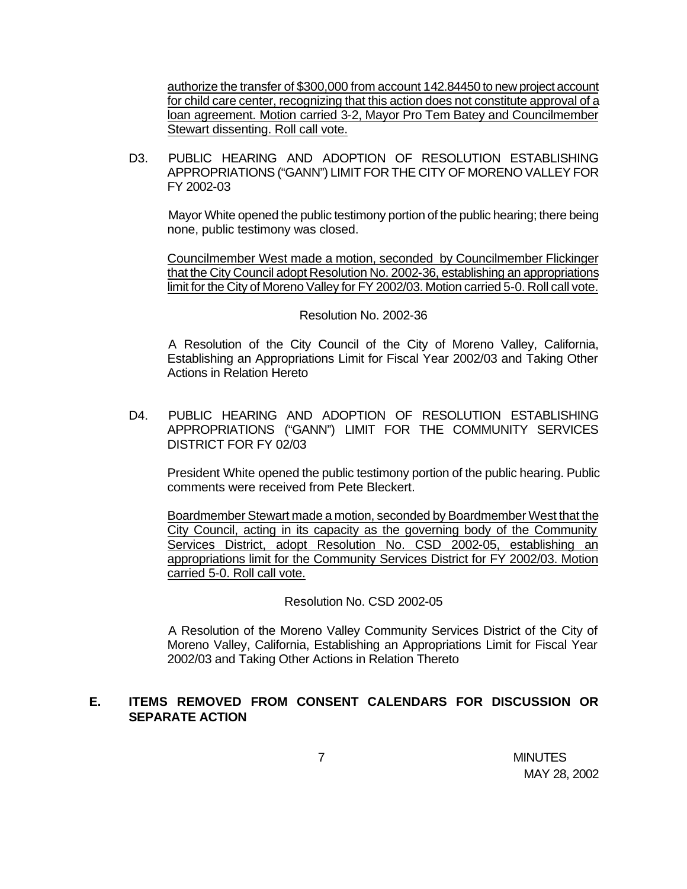authorize the transfer of $300,000 from account 142.84450 to new project account for child care center, recognizing that this action does not constitute approval of a loan agreement. Motion carried 3-2, Mayor Pro Tem Batey and Councilmember Stewart dissenting. Roll call vote.

D3. PUBLIC HEARING AND ADOPTION OF RESOLUTION ESTABLISHING APPROPRIATIONS ("GANN") LIMIT FOR THE CITY OF MORENO VALLEY FOR FY 2002-03

Mayor White opened the public testimony portion of the public hearing; there being none, public testimony was closed.

Councilmember West made a motion, seconded by Councilmember Flickinger that the City Council adopt Resolution No. 2002-36, establishing an appropriations limit for the City of Moreno Valley for FY 2002/03. Motion carried 5-0. Roll call vote.

Resolution No. 2002-36

A Resolution of the City Council of the City of Moreno Valley, California, Establishing an Appropriations Limit for Fiscal Year 2002/03 and Taking Other Actions in Relation Hereto

D4. PUBLIC HEARING AND ADOPTION OF RESOLUTION ESTABLISHING APPROPRIATIONS ("GANN") LIMIT FOR THE COMMUNITY SERVICES DISTRICT FOR FY 02/03

President White opened the public testimony portion of the public hearing. Public comments were received from Pete Bleckert.

Boardmember Stewart made a motion, seconded by Boardmember West that the City Council, acting in its capacity as the governing body of the Community Services District, adopt Resolution No. CSD 2002-05, establishing an appropriations limit for the Community Services District for FY 2002/03. Motion carried 5-0. Roll call vote.

Resolution No. CSD 2002-05

A Resolution of the Moreno Valley Community Services District of the City of Moreno Valley, California, Establishing an Appropriations Limit for Fiscal Year 2002/03 and Taking Other Actions in Relation Thereto

## E. ITEMS REMOVED FROM CONSENT CALENDARS FOR DISCUSSION OR SEPARATE ACTION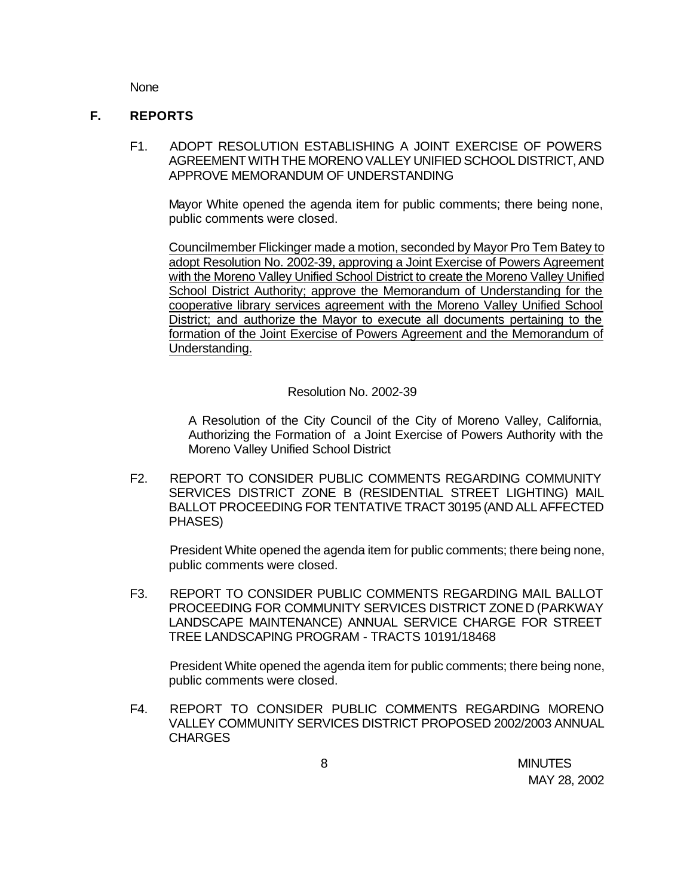None

## F. REPORTS

F1. ADOPT RESOLUTION ESTABLISHING A JOINT EXERCISE OF POWERS AGREEMENT WITH THE MORENO VALLEY UNIFIED SCHOOL DISTRICT, AND APPROVE MEMORANDUM OF UNDERSTANDING

Mayor White opened the agenda item for public comments; there being none, public comments were closed.

Councilmember Flickinger made a motion, seconded by Mayor Pro Tem Batey to adopt Resolution No. 2002-39, approving a Joint Exercise of Powers Agreement with the Moreno Valley Unified School District to create the Moreno Valley Unified School District Authority; approve the Memorandum of Understanding for the cooperative library services agreement with the Moreno Valley Unified School District; and authorize the Mayor to execute all documents pertaining to the formation of the Joint Exercise of Powers Agreement and the Memorandum of Understanding.

Resolution No. 2002-39

A Resolution of the City Council of the City of Moreno Valley, California, Authorizing the Formation of a Joint Exercise of Powers Authority with the Moreno Valley Unified School District

F2. REPORT TO CONSIDER PUBLIC COMMENTS REGARDING COMMUNITY SERVICES DISTRICT ZONE B (RESIDENTIAL STREET LIGHTING) MAIL BALLOT PROCEEDING FOR TENTATIVE TRACT 30195 (AND ALL AFFECTED PHASES)

President White opened the agenda item for public comments; there being none, public comments were closed.

F3. REPORT TO CONSIDER PUBLIC COMMENTS REGARDING MAIL BALLOT PROCEEDING FOR COMMUNITY SERVICES DISTRICT ZONE D (PARKWAY LANDSCAPE MAINTENANCE) ANNUAL SERVICE CHARGE FOR STREET TREE LANDSCAPING PROGRAM - TRACTS 10191/18468

President White opened the agenda item for public comments; there being none, public comments were closed.

F4. REPORT TO CONSIDER PUBLIC COMMENTS REGARDING MORENO VALLEY COMMUNITY SERVICES DISTRICT PROPOSED 2002/2003 ANNUAL CHARGES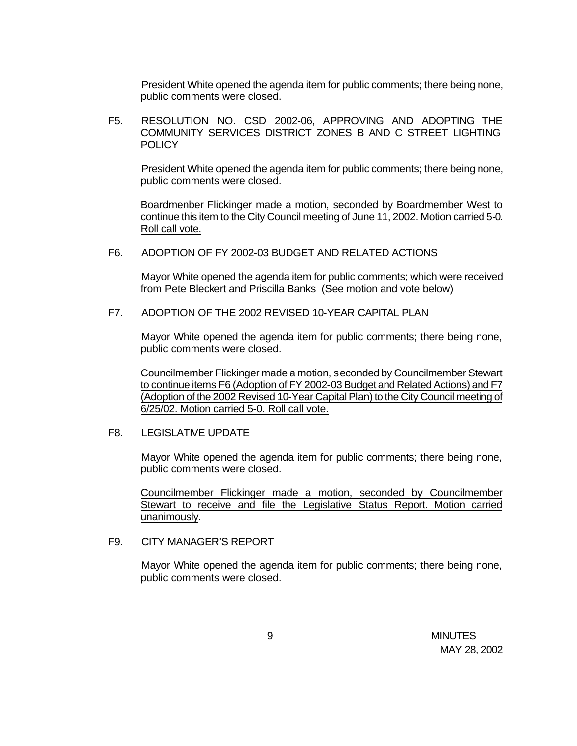President White opened the agenda item for public comments; there being none, public comments were closed.

F5. RESOLUTION NO. CSD 2002-06, APPROVING AND ADOPTING THE COMMUNITY SERVICES DISTRICT ZONES B AND C STREET LIGHTING POLICY

President White opened the agenda item for public comments; there being none, public comments were closed.

Boardmenber Flickinger made a motion, seconded by Boardmember West to continue this item to the City Council meeting of June 11, 2002. Motion carried 5-0. Roll call vote.

F6. ADOPTION OF FY 2002-03 BUDGET AND RELATED ACTIONS

Mayor White opened the agenda item for public comments; which were received from Pete Bleckert and Priscilla Banks (See motion and vote below)

F7. ADOPTION OF THE 2002 REVISED 10-YEAR CAPITAL PLAN

Mayor White opened the agenda item for public comments; there being none, public comments were closed.

Councilmember Flickinger made a motion, seconded by Councilmember Stewart to continue items F6 (Adoption of FY 2002-03 Budget and Related Actions) and F7 (Adoption of the 2002 Revised 10-Year Capital Plan) to the City Council meeting of 6/25/02. Motion carried 5-0. Roll call vote.

F8. LEGISLATIVE UPDATE

Mayor White opened the agenda item for public comments; there being none, public comments were closed.

Councilmember Flickinger made a motion, seconded by Councilmember Stewart to receive and file the Legislative Status Report. Motion carried unanimously.

F9. CITY MANAGER'S REPORT

Mayor White opened the agenda item for public comments; there being none, public comments were closed.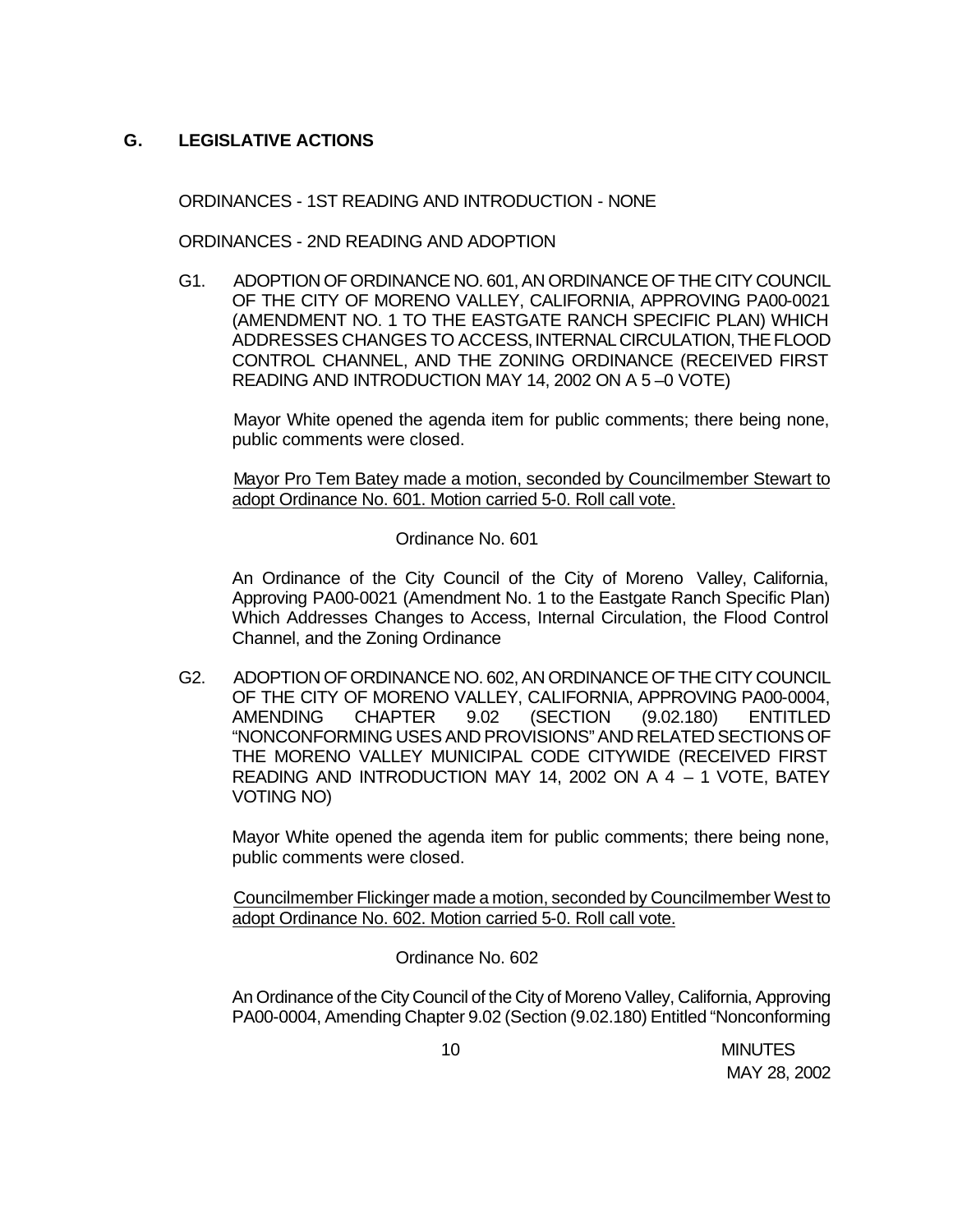## G. LEGISLATIVE ACTIONS

ORDINANCES - 1ST READING AND INTRODUCTION - NONE

ORDINANCES - 2ND READING AND ADOPTION

G1. ADOPTION OF ORDINANCE NO. 601, AN ORDINANCE OF THE CITY COUNCIL OF THE CITY OF MORENO VALLEY, CALIFORNIA, APPROVING PA00-0021 (AMENDMENT NO. 1 TO THE EASTGATE RANCH SPECIFIC PLAN) WHICH ADDRESSES CHANGES TO ACCESS, INTERNAL CIRCULATION, THE FLOOD CONTROL CHANNEL, AND THE ZONING ORDINANCE (RECEIVED FIRST READING AND INTRODUCTION MAY 14, 2002 ON A 5 –0 VOTE)

Mayor White opened the agenda item for public comments; there being none, public comments were closed.

Mayor Pro Tem Batey made a motion, seconded by Councilmember Stewart to adopt Ordinance No. 601. Motion carried 5-0. Roll call vote.

Ordinance No. 601

An Ordinance of the City Council of the City of Moreno Valley, California, Approving PA00-0021 (Amendment No. 1 to the Eastgate Ranch Specific Plan) Which Addresses Changes to Access, Internal Circulation, the Flood Control Channel, and the Zoning Ordinance

G2. ADOPTION OF ORDINANCE NO. 602, AN ORDINANCE OF THE CITY COUNCIL OF THE CITY OF MORENO VALLEY, CALIFORNIA, APPROVING PA00-0004, AMENDING CHAPTER 9.02 (SECTION (9.02.180) ENTITLED "NONCONFORMING USES AND PROVISIONS" AND RELATED SECTIONS OF THE MORENO VALLEY MUNICIPAL CODE CITYWIDE (RECEIVED FIRST READING AND INTRODUCTION MAY 14, 2002 ON A 4 – 1 VOTE, BATEY VOTING NO)

Mayor White opened the agenda item for public comments; there being none, public comments were closed.

Councilmember Flickinger made a motion, seconded by Councilmember West to adopt Ordinance No. 602. Motion carried 5-0. Roll call vote.

Ordinance No. 602

An Ordinance of the City Council of the City of Moreno Valley, California, Approving PA00-0004, Amending Chapter 9.02 (Section (9.02.180) Entitled "Nonconforming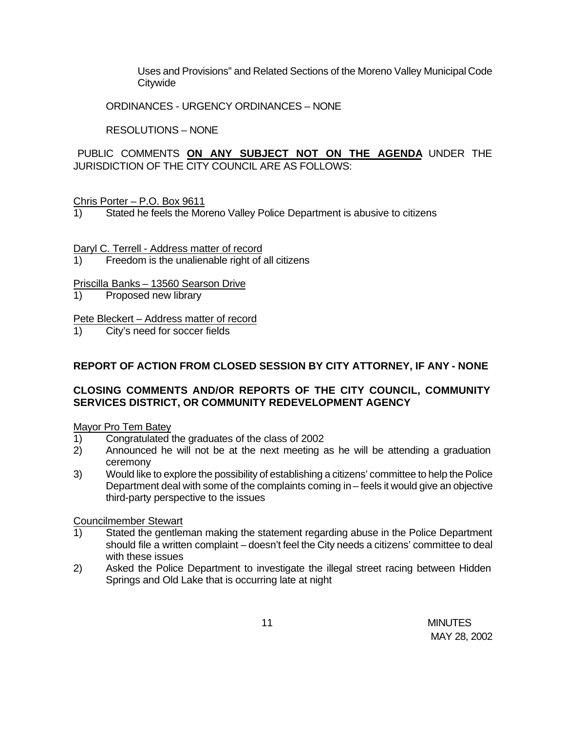Uses and Provisions" and Related Sections of the Moreno Valley Municipal Code Citywide

ORDINANCES - URGENCY ORDINANCES – NONE

RESOLUTIONS – NONE

PUBLIC COMMENTS **ON ANY SUBJECT NOT ON THE AGENDA** UNDER THE JURISDICTION OF THE CITY COUNCIL ARE AS FOLLOWS:

Chris Porter – P.O. Box 9611

1) Stated he feels the Moreno Valley Police Department is abusive to citizens

Daryl C. Terrell - Address matter of record

1) Freedom is the unalienable right of all citizens

Priscilla Banks – 13560 Searson Drive

1) Proposed new library

Pete Bleckert – Address matter of record

1) City's need for soccer fields

**REPORT OF ACTION FROM CLOSED SESSION BY CITY ATTORNEY, IF ANY - NONE**

**CLOSING COMMENTS AND/OR REPORTS OF THE CITY COUNCIL, COMMUNITY SERVICES DISTRICT, OR COMMUNITY REDEVELOPMENT AGENCY**

Mayor Pro Tem Batey

1) Congratulated the graduates of the class of 2002
2) Announced he will not be at the next meeting as he will be attending a graduation ceremony
3) Would like to explore the possibility of establishing a citizens' committee to help the Police Department deal with some of the complaints coming in – feels it would give an objective third-party perspective to the issues

Councilmember Stewart

1) Stated the gentleman making the statement regarding abuse in the Police Department should file a written complaint – doesn't feel the City needs a citizens' committee to deal with these issues
2) Asked the Police Department to investigate the illegal street racing between Hidden Springs and Old Lake that is occurring late at night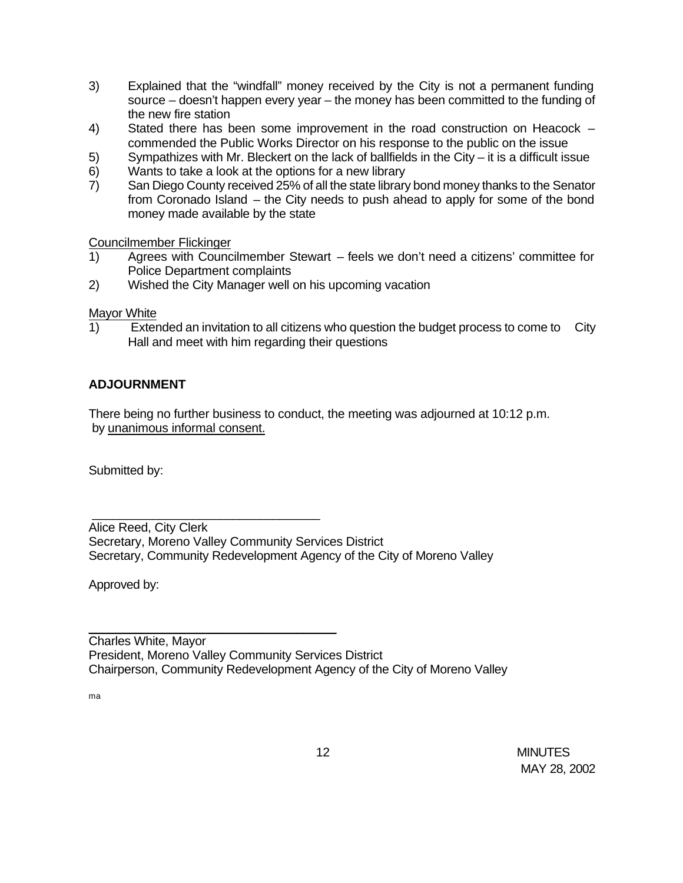3) Explained that the "windfall" money received by the City is not a permanent funding source – doesn't happen every year – the money has been committed to the funding of the new fire station
4) Stated there has been some improvement in the road construction on Heacock – commended the Public Works Director on his response to the public on the issue
5) Sympathizes with Mr. Bleckert on the lack of ballfields in the City – it is a difficult issue
6) Wants to take a look at the options for a new library
7) San Diego County received 25% of all the state library bond money thanks to the Senator from Coronado Island – the City needs to push ahead to apply for some of the bond money made available by the state

Councilmember Flickinger

1) Agrees with Councilmember Stewart – feels we don't need a citizens' committee for Police Department complaints
2) Wished the City Manager well on his upcoming vacation

Mayor White

1) Extended an invitation to all citizens who question the budget process to come to City Hall and meet with him regarding their questions

**ADJOURNMENT**

There being no further business to conduct, the meeting was adjourned at 10:12 p.m. by unanimous informal consent.

Submitted by:

\_\_\_\_\_\_\_\_\_\_\_\_\_\_\_\_\_\_\_\_\_\_\_\_\_\_\_\_\_\_\_\_\_\_

Alice Reed, City Clerk
Secretary, Moreno Valley Community Services District
Secretary, Community Redevelopment Agency of the City of Moreno Valley

Approved by:

\_\_\_\_\_\_\_\_\_\_\_\_\_\_\_\_\_\_\_\_\_\_\_\_\_\_\_\_\_\_\_\_\_\_

Charles White, Mayor
President, Moreno Valley Community Services District
Chairperson, Community Redevelopment Agency of the City of Moreno Valley

ma